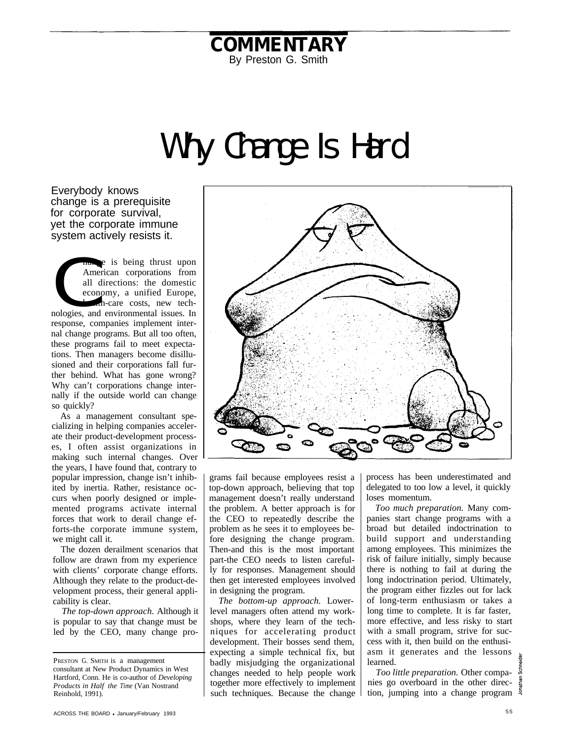COMMENTARY

By Preston G. Smith

# Why Change Is Hard

Everybody knows change is a prerequisite for corporate survival, yet the corporate immune system actively resists it.

Change is being thrust upon American corporations from all directions: the domestic economy, a unified Europe, health-care costs, new technologies, and environmental issues. In response, companies implement internal change programs. But all too often, these programs fail to meet expectations. Then managers become disillusioned and their corporations fall further behind. What has gone wrong? Why can't corporations change internally if the outside world can change so quickly?

As a management consultant specializing in helping companies accelerate their product-development processes, I often assist organizations in making such internal changes. Over the years, I have found that, contrary to popular impression, change isn't inhibited by inertia. Rather, resistance occurs when poorly designed or implemented programs activate internal forces that work to derail change efforts-the corporate immune system, we might call it.

The dozen derailment scenarios that follow are drawn from my experience with clients' corporate change efforts. Although they relate to the product-development process, their general applicability is clear.

*The top-down approach.* Although it is popular to say that change must be led by the CEO, many change programs fail because employees resist a top-down approach, believing that top management doesn't really understand the problem. A better approach is for the CEO to repeatedly describe the problem as he sees it to employees before designing the change program. Then-and this is the most important part-the CEO needs to listen carefully for responses. Management should then get interested employees involved in designing the program.

*The bottom-up approach.* Lower-level managers often attend my workshops, where they learn of the techniques for accelerating product development. Their bosses send them, expecting a simple technical fix, but badly misjudging the organizational changes needed to help people work together more effectively to implement such techniques. Because the change process has been underestimated and delegated to too low a level, it quickly loses momentum.

*Too much preparation.* Many companies start change programs with a broad but detailed indoctrination to build support and understanding among employees. This minimizes the risk of failure initially, simply because there is nothing to fail at during the long indoctrination period. Ultimately, the program either fizzles out for lack of long-term enthusiasm or takes a long time to complete. It is far faster, more effective, and less risky to start with a small program, strive for success with it, then build on the enthusiasm it generates and the lessons learned.

*Too little preparation.* Other companies go overboard in the other direction, jumping into a change program

PRESTON G. SMITH is a management consultant at New Product Dynamics in West Hartford, Conn. He is co-author of *Developing Products in Half the Time* (Van Nostrand Reinhold, 1991).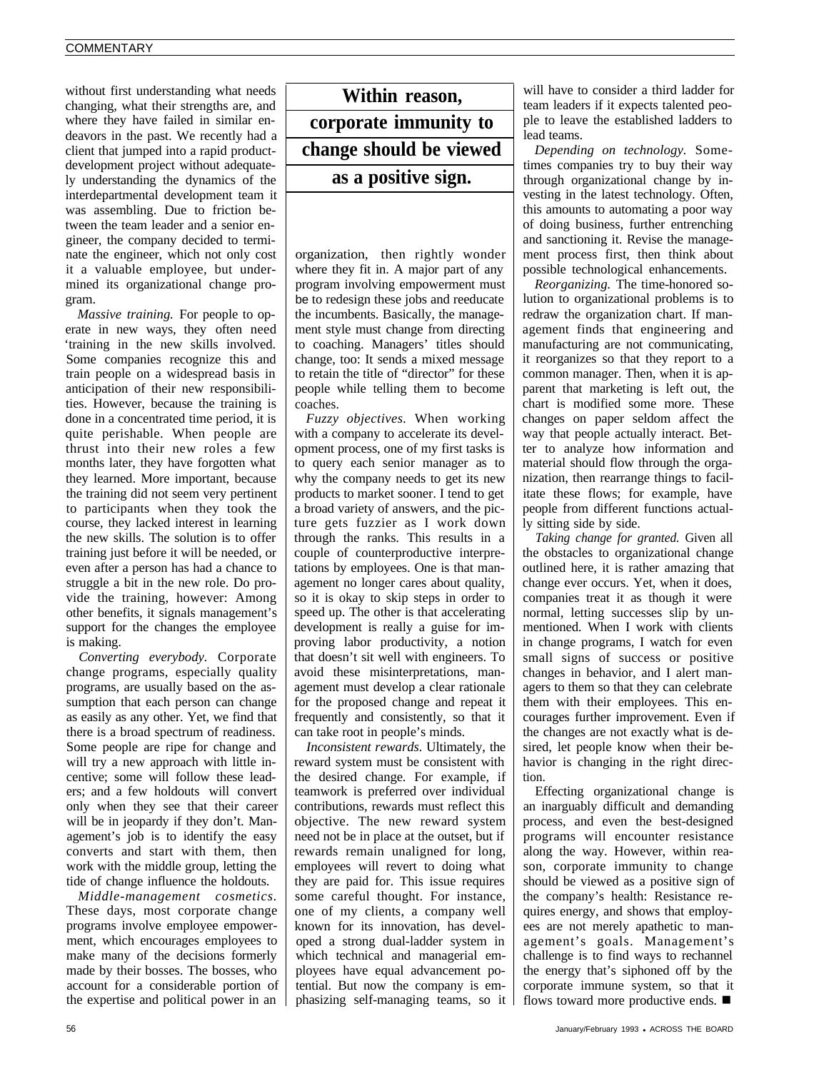without first understanding what needs changing, what their strengths are, and where they have failed in similar endeavors in the past. We recently had a client that jumped into a rapid product-development project without adequately understanding the dynamics of the interdepartmental development team it was assembling. Due to friction between the team leader and a senior engineer, the company decided to terminate the engineer, which not only cost it a valuable employee, but undermined its organizational change program.

*Massive training.* For people to operate in new ways, they often need 'training in the new skills involved. Some companies recognize this and train people on a widespread basis in anticipation of their new responsibilities. However, because the training is done in a concentrated time period, it is quite perishable. When people are thrust into their new roles a few months later, they have forgotten what they learned. More important, because the training did not seem very pertinent to participants when they took the course, they lacked interest in learning the new skills. The solution is to offer training just before it will be needed, or even after a person has had a chance to struggle a bit in the new role. Do provide the training, however: Among other benefits, it signals management's support for the changes the employee is making.

*Converting everybody.* Corporate change programs, especially quality programs, are usually based on the assumption that each person can change as easily as any other. Yet, we find that there is a broad spectrum of readiness. Some people are ripe for change and will try a new approach with little incentive; some will follow these leaders; and a few holdouts will convert only when they see that their career will be in jeopardy if they don't. Management's job is to identify the easy converts and start with them, then work with the middle group, letting the tide of change influence the holdouts.

*Middle-management cosmetics.* These days, most corporate change programs involve employee empowerment, which encourages employees to make many of the decisions formerly made by their bosses. The bosses, who account for a considerable portion of the expertise and political power in an organization, then rightly wonder where they fit in. A major part of any program involving empowerment must be to redesign these jobs and reeducate the incumbents. Basically, the management style must change from directing to coaching. Managers' titles should change, too: It sends a mixed message to retain the title of "director" for these people while telling them to become coaches.

**Within reason, corporate immunity to change should be viewed as a positive sign.**

*Fuzzy objectives.* When working with a company to accelerate its development process, one of my first tasks is to query each senior manager as to why the company needs to get its new products to market sooner. I tend to get a broad variety of answers, and the picture gets fuzzier as I work down through the ranks. This results in a couple of counterproductive interpretations by employees. One is that management no longer cares about quality, so it is okay to skip steps in order to speed up. The other is that accelerating development is really a guise for improving labor productivity, a notion that doesn't sit well with engineers. To avoid these misinterpretations, management must develop a clear rationale for the proposed change and repeat it frequently and consistently, so that it can take root in people's minds.

*Inconsistent rewards.* Ultimately, the reward system must be consistent with the desired change. For example, if teamwork is preferred over individual contributions, rewards must reflect this objective. The new reward system need not be in place at the outset, but if rewards remain unaligned for long, employees will revert to doing what they are paid for. This issue requires some careful thought. For instance, one of my clients, a company well known for its innovation, has developed a strong dual-ladder system in which technical and managerial employees have equal advancement potential. But now the company is emphasizing self-managing teams, so it will have to consider a third ladder for team leaders if it expects talented people to leave the established ladders to lead teams.

*Depending on technology.* Sometimes companies try to buy their way through organizational change by investing in the latest technology. Often, this amounts to automating a poor way of doing business, further entrenching and sanctioning it. Revise the management process first, then think about possible technological enhancements.

*Reorganizing.* The time-honored solution to organizational problems is to redraw the organization chart. If management finds that engineering and manufacturing are not communicating, it reorganizes so that they report to a common manager. Then, when it is apparent that marketing is left out, the chart is modified some more. These changes on paper seldom affect the way that people actually interact. Better to analyze how information and material should flow through the organization, then rearrange things to facilitate these flows; for example, have people from different functions actually sitting side by side.

*Taking change for granted.* Given all the obstacles to organizational change outlined here, it is rather amazing that change ever occurs. Yet, when it does, companies treat it as though it were normal, letting successes slip by unmentioned. When I work with clients in change programs, I watch for even small signs of success or positive changes in behavior, and I alert managers to them so that they can celebrate them with their employees. This encourages further improvement. Even if the changes are not exactly what is desired, let people know when their behavior is changing in the right direction.

Effecting organizational change is an inarguably difficult and demanding process, and even the best-designed programs will encounter resistance along the way. However, within reason, corporate immunity to change should be viewed as a positive sign of the company's health: Resistance requires energy, and shows that employees are not merely apathetic to management's goals. Management's challenge is to find ways to rechannel the energy that's siphoned off by the corporate immune system, so that it flows toward more productive ends. ■